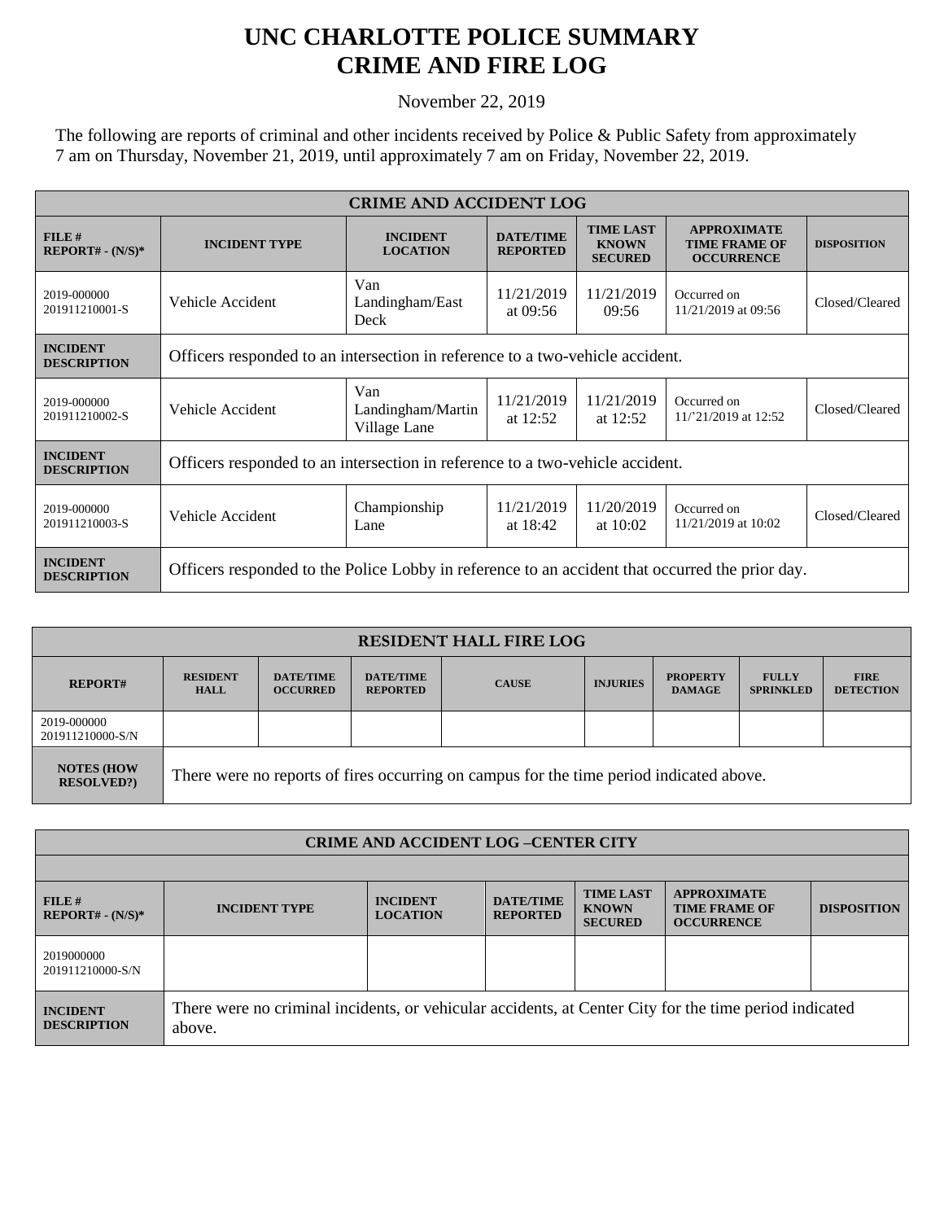# UNC CHARLOTTE POLICE SUMMARY
# CRIME AND FIRE LOG

November 22, 2019

The following are reports of criminal and other incidents received by Police & Public Safety from approximately 7 am on Thursday, November 21, 2019, until approximately 7 am on Friday, November 22, 2019.

| CRIME AND ACCIDENT LOG | | | | | | |
|---|---|---|---|---|---|---|
| **FILE # REPORT# - (N/S)*** | **INCIDENT TYPE** | **INCIDENT LOCATION** | **DATE/TIME REPORTED** | **TIME LAST KNOWN SECURED** | **APPROXIMATE TIME FRAME OF OCCURRENCE** | **DISPOSITION** |
| 2019-000000 201911210001-S | Vehicle Accident | Van Landingham/East Deck | 11/21/2019 at 09:56 | 11/21/2019 09:56 | Occurred on 11/21/2019 at 09:56 | Closed/Cleared |
| **INCIDENT DESCRIPTION** | Officers responded to an intersection in reference to a two-vehicle accident. | | | | | |
| 2019-000000 201911210002-S | Vehicle Accident | Van Landingham/Martin Village Lane | 11/21/2019 at 12:52 | 11/21/2019 at 12:52 | Occurred on 11/'21/2019 at 12:52 | Closed/Cleared |
| **INCIDENT DESCRIPTION** | Officers responded to an intersection in reference to a two-vehicle accident. | | | | | |
| 2019-000000 201911210003-S | Vehicle Accident | Championship Lane | 11/21/2019 at 18:42 | 11/20/2019 at 10:02 | Occurred on 11/21/2019 at 10:02 | Closed/Cleared |
| **INCIDENT DESCRIPTION** | Officers responded to the Police Lobby in reference to an accident that occurred the prior day. | | | | | |

| RESIDENT HALL FIRE LOG | | | | | | | | |
|---|---|---|---|---|---|---|---|---|
| **REPORT#** | **RESIDENT HALL** | **DATE/TIME OCCURRED** | **DATE/TIME REPORTED** | **CAUSE** | **INJURIES** | **PROPERTY DAMAGE** | **FULLY SPRINKLED** | **FIRE DETECTION** |
| 2019-000000 201911210000-S/N | | | | | | | | |
| **NOTES (HOW RESOLVED?)** | There were no reports of fires occurring on campus for the time period indicated above. | | | | | | | |

| CRIME AND ACCIDENT LOG –CENTER CITY | | | | | | |
|---|---|---|---|---|---|---|
| **FILE # REPORT# - (N/S)*** | **INCIDENT TYPE** | **INCIDENT LOCATION** | **DATE/TIME REPORTED** | **TIME LAST KNOWN SECURED** | **APPROXIMATE TIME FRAME OF OCCURRENCE** | **DISPOSITION** |
| 2019000000 201911210000-S/N | | | | | | |
| **INCIDENT DESCRIPTION** | There were no criminal incidents, or vehicular accidents, at Center City for the time period indicated above. | | | | | |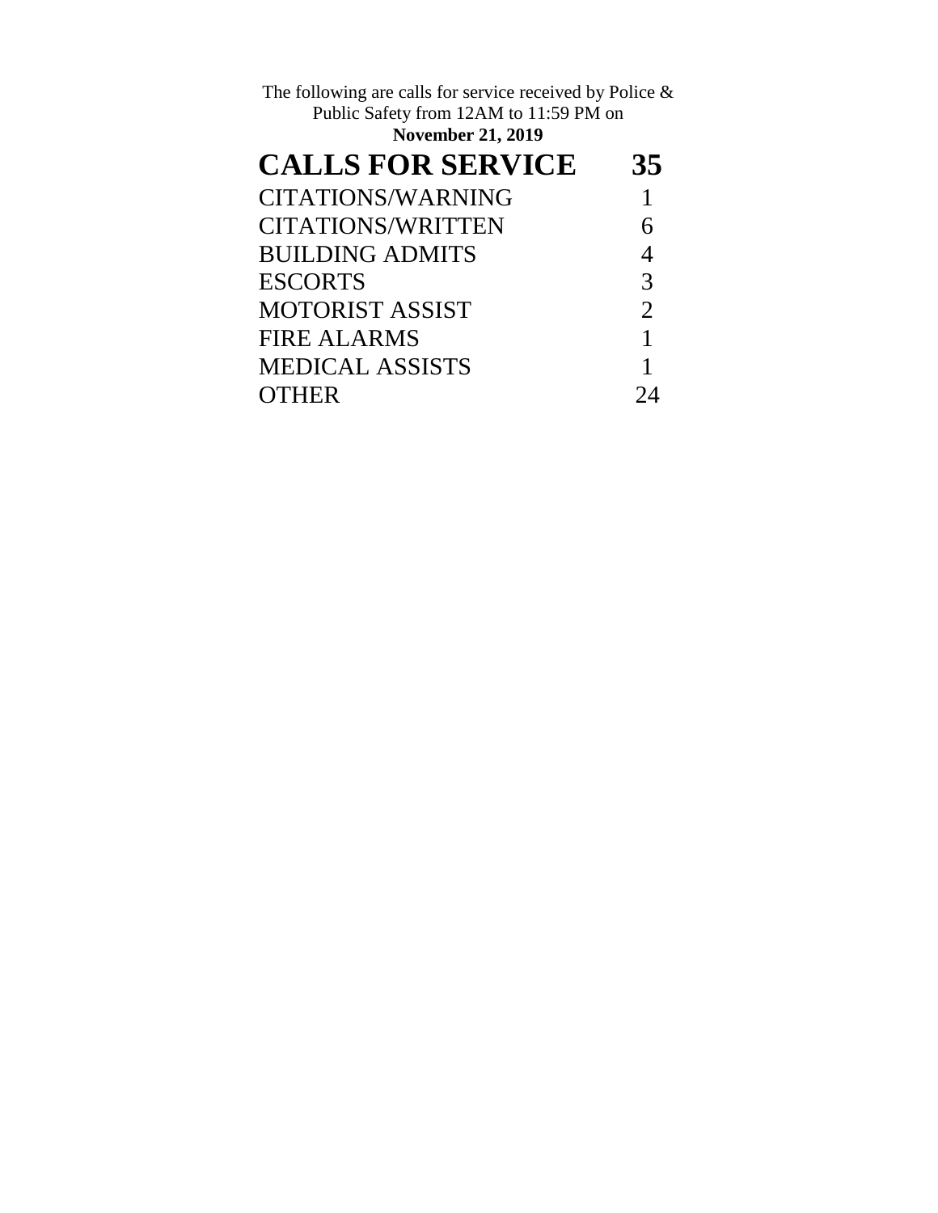The following are calls for service received by Police & Public Safety from 12AM to 11:59 PM on

**November 21, 2019**

| | |
|---|---|
| **CALLS FOR SERVICE** | **35** |
| CITATIONS/WARNING | 1 |
| CITATIONS/WRITTEN | 6 |
| BUILDING ADMITS | 4 |
| ESCORTS | 3 |
| MOTORIST ASSIST | 2 |
| FIRE ALARMS | 1 |
| MEDICAL ASSISTS | 1 |
| OTHER | 24 |